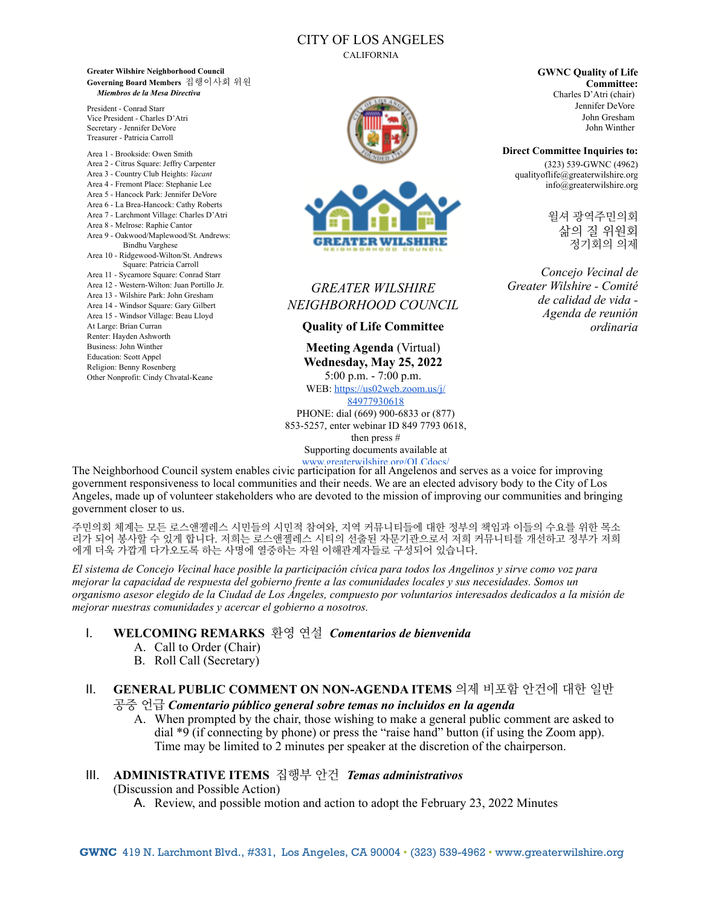CITY OF LOS ANGELES
CALIFORNIA

**Greater Wilshire Neighborhood Council**
**Governing Board Members** 집행이사회 위원
***Miembros de la Mesa Directiva***

President - Conrad Starr
Vice President - Charles D'Atri
Secretary - Jennifer DeVore
Treasurer - Patricia Carroll

Area 1 - Brookside: Owen Smith
Area 2 - Citrus Square: Jeffry Carpenter
Area 3 - Country Club Heights: *Vacant*
Area 4 - Fremont Place: Stephanie Lee
Area 5 - Hancock Park: Jennifer DeVore
Area 6 - La Brea-Hancock: Cathy Roberts
Area 7 - Larchmont Village: Charles D'Atri
Area 8 - Melrose: Raphie Cantor
Area 9 - Oakwood/Maplewood/St. Andrews: Bindhu Varghese
Area 10 - Ridgewood-Wilton/St. Andrews Square: Patricia Carroll
Area 11 - Sycamore Square: Conrad Starr
Area 12 - Western-Wilton: Juan Portillo Jr.
Area 13 - Wilshire Park: John Gresham
Area 14 - Windsor Square: Gary Gilbert
Area 15 - Windsor Village: Beau Lloyd
At Large: Brian Curran
Renter: Hayden Ashworth
Business: John Winther
Education: Scott Appel
Religion: Benny Rosenberg
Other Nonprofit: Cindy Chvatal-Keane

*GREATER WILSHIRE NEIGHBORHOOD COUNCIL*

**Quality of Life Committee**

**Meeting Agenda** (Virtual)
**Wednesday, May 25, 2022**
5:00 p.m. - 7:00 p.m.
WEB: https://us02web.zoom.us/j/84977930618
PHONE: dial (669) 900-6833 or (877) 853-5257, enter webinar ID 849 7793 0618, then press #
Supporting documents available at www.greaterwilshire.org/QLCdocs/

**GWNC Quality of Life Committee:**
Charles D'Atri (chair)
Jennifer DeVore
John Gresham
John Winther

**Direct Committee Inquiries to:**
(323) 539-GWNC (4962)
qualityoflife@greaterwilshire.org
info@greaterwilshire.org

윌셔 광역주민의회
삶의 질 위원회
정기회의 의제

*Concejo Vecinal de Greater Wilshire - Comité de calidad de vida - Agenda de reunión ordinaria*

The Neighborhood Council system enables civic participation for all Angelenos and serves as a voice for improving government responsiveness to local communities and their needs. We are an elected advisory body to the City of Los Angeles, made up of volunteer stakeholders who are devoted to the mission of improving our communities and bringing government closer to us.

주민의회 체계는 모든 로스앤젤레스 시민들의 시민적 참여와, 지역 커뮤니티들에 대한 정부의 책임과 이들의 수요를 위한 목소리가 되어 봉사할 수 있게 합니다. 저희는 로스앤젤레스 시티의 선출된 자문기관으로서 저희 커뮤니티를 개선하고 정부가 저희에게 더욱 가깝게 다가오도록 하는 사명에 열중하는 자원 이해관계자들로 구성되어 있습니다.

*El sistema de Concejo Vecinal hace posible la participación cívica para todos los Angelinos y sirve como voz para mejorar la capacidad de respuesta del gobierno frente a las comunidades locales y sus necesidades. Somos un organismo asesor elegido de la Ciudad de Los Ángeles, compuesto por voluntarios interesados dedicados a la misión de mejorar nuestras comunidades y acercar el gobierno a nosotros.*

I. **WELCOMING REMARKS** 환영 연설 ***Comentarios de bienvenida***
   A. Call to Order (Chair)
   B. Roll Call (Secretary)

II. **GENERAL PUBLIC COMMENT ON NON-AGENDA ITEMS** 의제 비포함 안건에 대한 일반 공중 언급 ***Comentario público general sobre temas no incluidos en la agenda***
   A. When prompted by the chair, those wishing to make a general public comment are asked to dial *9 (if connecting by phone) or press the "raise hand" button (if using the Zoom app). Time may be limited to 2 minutes per speaker at the discretion of the chairperson.

III. **ADMINISTRATIVE ITEMS** 집행부 안건 ***Temas administrativos***
(Discussion and Possible Action)
   A. Review, and possible motion and action to adopt the February 23, 2022 Minutes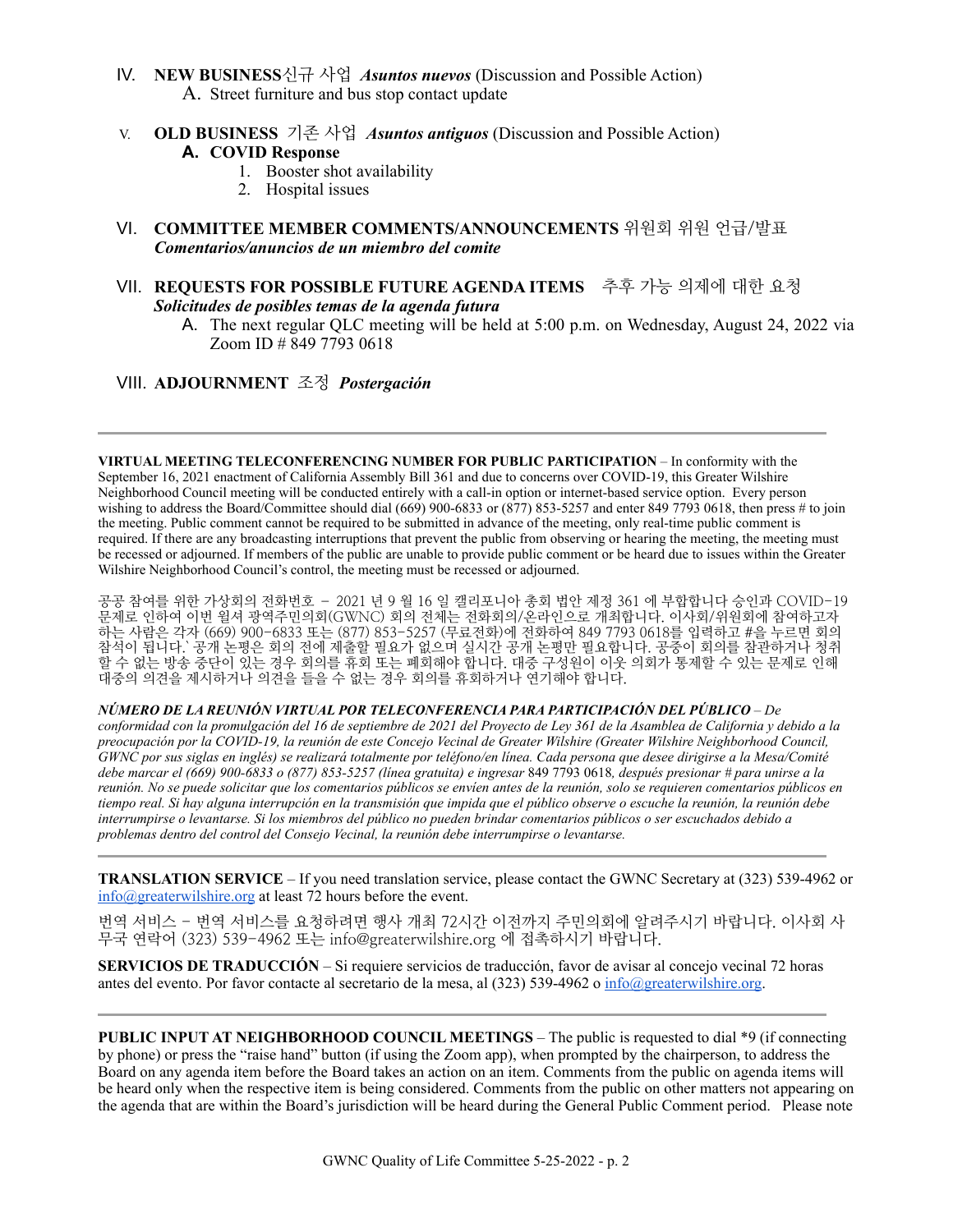IV. **NEW BUSINESS**신규 사업 ***Asuntos nuevos*** (Discussion and Possible Action)

A. Street furniture and bus stop contact update

V. **OLD BUSINESS** 기존 사업 ***Asuntos antiguos*** (Discussion and Possible Action)

**A. COVID Response**

1. Booster shot availability
2. Hospital issues

VI. **COMMITTEE MEMBER COMMENTS/ANNOUNCEMENTS** 위원회 위원 언급/발표 ***Comentarios/anuncios de un miembro del comite***

VII. **REQUESTS FOR POSSIBLE FUTURE AGENDA ITEMS** 추후 가능 의제에 대한 요청 ***Solicitudes de posibles temas de la agenda futura***

A. The next regular QLC meeting will be held at 5:00 p.m. on Wednesday, August 24, 2022 via Zoom ID # 849 7793 0618

VIII. **ADJOURNMENT** 조정 ***Postergación***

---

**VIRTUAL MEETING TELECONFERENCING NUMBER FOR PUBLIC PARTICIPATION** – In conformity with the September 16, 2021 enactment of California Assembly Bill 361 and due to concerns over COVID-19, this Greater Wilshire Neighborhood Council meeting will be conducted entirely with a call-in option or internet-based service option. Every person wishing to address the Board/Committee should dial (669) 900-6833 or (877) 853-5257 and enter 849 7793 0618, then press # to join the meeting. Public comment cannot be required to be submitted in advance of the meeting, only real-time public comment is required. If there are any broadcasting interruptions that prevent the public from observing or hearing the meeting, the meeting must be recessed or adjourned. If members of the public are unable to provide public comment or be heard due to issues within the Greater Wilshire Neighborhood Council's control, the meeting must be recessed or adjourned.

공공 참여를 위한 가상회의 전화번호 – 2021 년 9 월 16 일 캘리포니아 총회 법안 제정 361 에 부합합니다 승인과 COVID-19 문제로 인하여 이번 윌셔 광역주민의회(GWNC) 회의 전체는 전화회의/온라인으로 개최합니다. 이사회/위원회에 참여하고자 하는 사람은 각자 (669) 900-6833 또는 (877) 853-5257 (무료전화)에 전화하여 849 7793 0618를 입력하고 #을 누르면 회의 참석이 됩니다.` 공개 논평은 회의 전에 제출할 필요가 없으며 실시간 공개 논평만 필요합니다. 공중이 회의를 참관하거나 청취할 수 없는 방송 중단이 있는 경우 회의를 휴회 또는 폐회해야 합니다. 대중 구성원이 이웃 의회가 통제할 수 있는 문제로 인해 대중의 의견을 제시하거나 의견을 들을 수 없는 경우 회의를 휴회하거나 연기해야 합니다.

***NÚMERO DE LA REUNIÓN VIRTUAL POR TELECONFERENCIA PARA PARTICIPACIÓN DEL PÚBLICO*** *– De conformidad con la promulgación del 16 de septiembre de 2021 del Proyecto de Ley 361 de la Asamblea de California y debido a la preocupación por la COVID-19, la reunión de este Concejo Vecinal de Greater Wilshire (Greater Wilshire Neighborhood Council, GWNC por sus siglas en inglés) se realizará totalmente por teléfono/en línea. Cada persona que desee dirigirse a la Mesa/Comité debe marcar el (669) 900-6833 o (877) 853-5257 (línea gratuita) e ingresar* 849 7793 0618*, después presionar # para unirse a la reunión. No se puede solicitar que los comentarios públicos se envíen antes de la reunión, solo se requieren comentarios públicos en tiempo real. Si hay alguna interrupción en la transmisión que impida que el público observe o escuche la reunión, la reunión debe interrumpirse o levantarse. Si los miembros del público no pueden brindar comentarios públicos o ser escuchados debido a problemas dentro del control del Consejo Vecinal, la reunión debe interrumpirse o levantarse.*

---

**TRANSLATION SERVICE** – If you need translation service, please contact the GWNC Secretary at (323) 539-4962 or info@greaterwilshire.org at least 72 hours before the event.

번역 서비스 – 번역 서비스를 요청하려면 행사 개최 72시간 이전까지 주민의회에 알려주시기 바랍니다. 이사회 사무국 연락어 (323) 539-4962 또는 info@greaterwilshire.org 에 접촉하시기 바랍니다.

**SERVICIOS DE TRADUCCIÓN** – Si requiere servicios de traducción, favor de avisar al concejo vecinal 72 horas antes del evento. Por favor contacte al secretario de la mesa, al (323) 539-4962 o info@greaterwilshire.org.

---

**PUBLIC INPUT AT NEIGHBORHOOD COUNCIL MEETINGS** – The public is requested to dial *9 (if connecting by phone) or press the "raise hand" button (if using the Zoom app), when prompted by the chairperson, to address the Board on any agenda item before the Board takes an action on an item. Comments from the public on agenda items will be heard only when the respective item is being considered. Comments from the public on other matters not appearing on the agenda that are within the Board's jurisdiction will be heard during the General Public Comment period. Please note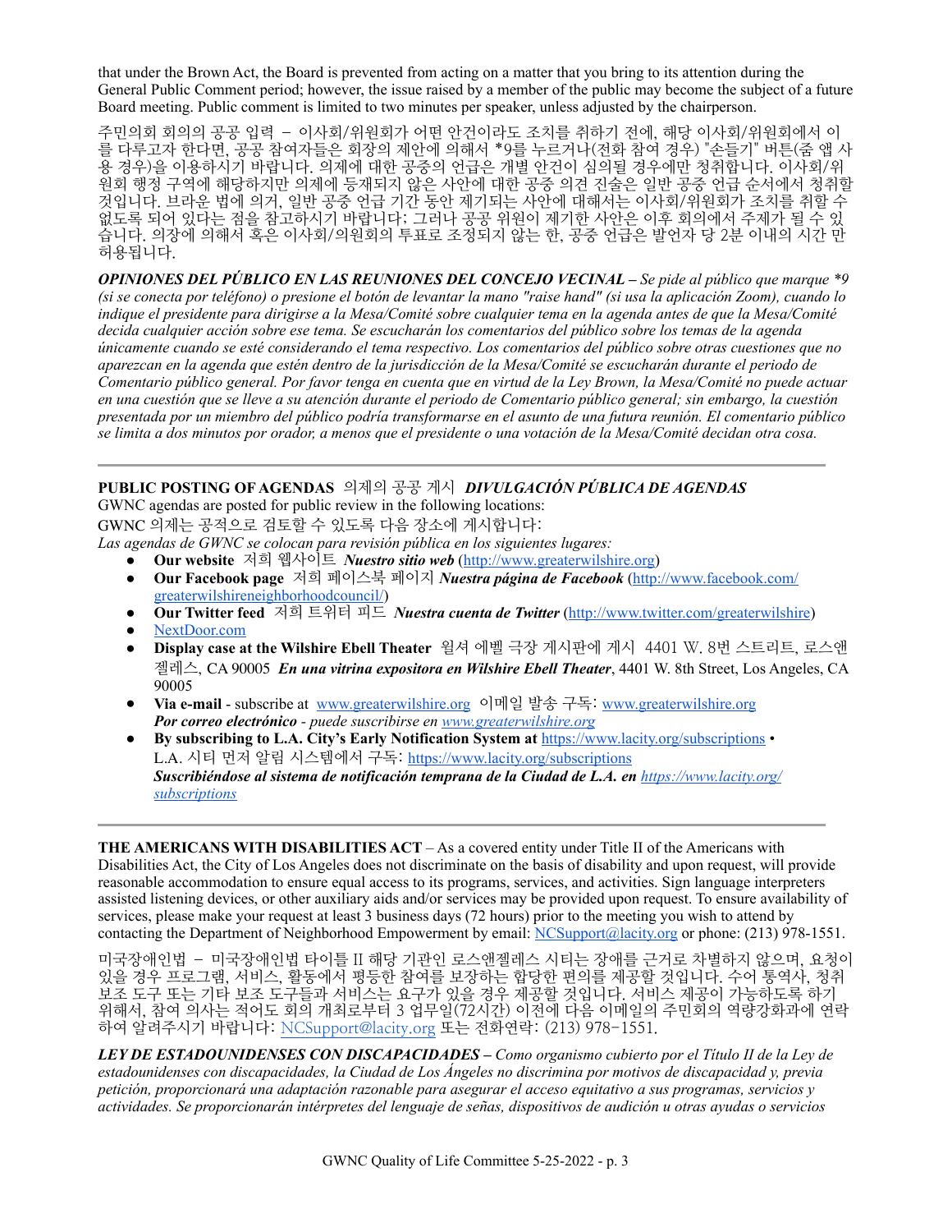that under the Brown Act, the Board is prevented from acting on a matter that you bring to its attention during the General Public Comment period; however, the issue raised by a member of the public may become the subject of a future Board meeting. Public comment is limited to two minutes per speaker, unless adjusted by the chairperson.

주민의회 회의의 공공 입력 – 이사회/위원회가 어떤 안건이라도 조치를 취하기 전에, 해당 이사회/위원회에서 이를 다루고자 한다면, 공공 참여자들은 회장의 제안에 의해서 *9를 누르거나(전화 참여 경우) "손들기" 버튼(줌 앱 사용 경우)을 이용하시기 바랍니다. 의제에 대한 공중의 언급은 개별 안건이 심의될 경우에만 청취합니다. 이사회/위원회 행정 구역에 해당하지만 의제에 등재되지 않은 사안에 대한 공중 의견 진술은 일반 공중 언급 순서에서 청취할 것입니다. 브라운 법에 의거, 일반 공중 언급 기간 동안 제기되는 사안에 대해서는 이사회/위원회가 조치를 취할 수 없도록 되어 있다는 점을 참고하시기 바랍니다; 그러나 공공 위원이 제기한 사안은 이후 회의에서 주제가 될 수 있습니다. 의장에 의해서 혹은 이사회/의원회의 투표로 조정되지 않는 한, 공중 언급은 발언자 당 2분 이내의 시간 만 허용됩니다.

***OPINIONES DEL PÚBLICO EN LAS REUNIONES DEL CONCEJO VECINAL*** *– Se pide al público que marque *9 (si se conecta por teléfono) o presione el botón de levantar la mano "raise hand" (si usa la aplicación Zoom), cuando lo indique el presidente para dirigirse a la Mesa/Comité sobre cualquier tema en la agenda antes de que la Mesa/Comité decida cualquier acción sobre ese tema. Se escucharán los comentarios del público sobre los temas de la agenda únicamente cuando se esté considerando el tema respectivo. Los comentarios del público sobre otras cuestiones que no aparezcan en la agenda que estén dentro de la jurisdicción de la Mesa/Comité se escucharán durante el periodo de Comentario público general. Por favor tenga en cuenta que en virtud de la Ley Brown, la Mesa/Comité no puede actuar en una cuestión que se lleve a su atención durante el periodo de Comentario público general; sin embargo, la cuestión presentada por un miembro del público podría transformarse en el asunto de una futura reunión. El comentario público se limita a dos minutos por orador, a menos que el presidente o una votación de la Mesa/Comité decidan otra cosa.*

---

**PUBLIC POSTING OF AGENDAS** 의제의 공공 게시 ***DIVULGACIÓN PÚBLICA DE AGENDAS***

GWNC agendas are posted for public review in the following locations:
GWNC 의제는 공적으로 검토할 수 있도록 다음 장소에 게시합니다:
*Las agendas de GWNC se colocan para revisión pública en los siguientes lugares:*

- **Our website** 저희 웹사이트 ***Nuestro sitio web*** (http://www.greaterwilshire.org)
- **Our Facebook page** 저희 페이스북 페이지 ***Nuestra página de Facebook*** (http://www.facebook.com/greaterwilshireneighborhoodcouncil/)
- **Our Twitter feed** 저희 트위터 피드 ***Nuestra cuenta de Twitter*** (http://www.twitter.com/greaterwilshire)
- NextDoor.com
- **Display case at the Wilshire Ebell Theater** 윌셔 에벨 극장 게시판에 게시 4401 W. 8번 스트리트, 로스앤젤레스, CA 90005 ***En una vitrina expositora en Wilshire Ebell Theater***, 4401 W. 8th Street, Los Angeles, CA 90005
- **Via e-mail** - subscribe at www.greaterwilshire.org 이메일 발송 구독: www.greaterwilshire.org
  ***Por correo electrónico*** *- puede suscribirse en www.greaterwilshire.org*
- **By subscribing to L.A. City's Early Notification System at** https://www.lacity.org/subscriptions •
  L.A. 시티 먼저 알림 시스템에서 구독: https://www.lacity.org/subscriptions
  ***Suscribiéndose al sistema de notificación temprana de la Ciudad de L.A. en*** *https://www.lacity.org/subscriptions*

---

**THE AMERICANS WITH DISABILITIES ACT** – As a covered entity under Title II of the Americans with Disabilities Act, the City of Los Angeles does not discriminate on the basis of disability and upon request, will provide reasonable accommodation to ensure equal access to its programs, services, and activities. Sign language interpreters assisted listening devices, or other auxiliary aids and/or services may be provided upon request. To ensure availability of services, please make your request at least 3 business days (72 hours) prior to the meeting you wish to attend by contacting the Department of Neighborhood Empowerment by email: NCSupport@lacity.org or phone: (213) 978-1551.

미국장애인법 – 미국장애인법 타이틀 II 해당 기관인 로스앤젤레스 시티는 장애를 근거로 차별하지 않으며, 요청이 있을 경우 프로그램, 서비스, 활동에서 평등한 참여를 보장하는 합당한 편의를 제공할 것입니다. 수어 통역사, 청취 보조 도구 또는 기타 보조 도구들과 서비스는 요구가 있을 경우 제공할 것입니다. 서비스 제공이 가능하도록 하기 위해서, 참여 의사는 적어도 회의 개최로부터 3 업무일(72시간) 이전에 다음 이메일의 주민의회 역량강화과에 연락하여 알려주시기 바랍니다: NCSupport@lacity.org 또는 전화연락: (213) 978-1551.

***LEY DE ESTADOUNIDENSES CON DISCAPACIDADES*** *– Como organismo cubierto por el Título II de la Ley de estadounidenses con discapacidades, la Ciudad de Los Ángeles no discrimina por motivos de discapacidad y, previa petición, proporcionará una adaptación razonable para asegurar el acceso equitativo a sus programas, servicios y actividades. Se proporcionarán intérpretes del lenguaje de señas, dispositivos de audición u otras ayudas o servicios*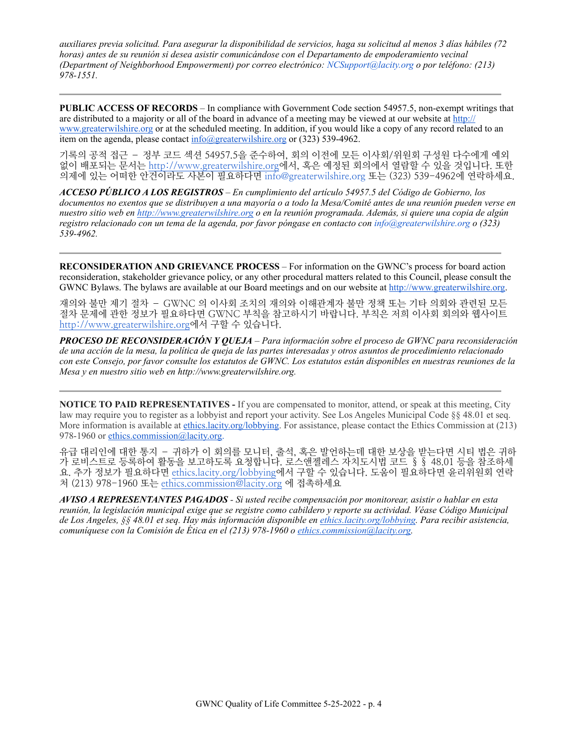*auxiliares previa solicitud. Para asegurar la disponibilidad de servicios, haga su solicitud al menos 3 días hábiles (72 horas) antes de su reunión si desea asistir comunicándose con el Departamento de empoderamiento vecinal (Department of Neighborhood Empowerment) por correo electrónico: NCSupport@lacity.org o por teléfono: (213) 978-1551.*

---

**PUBLIC ACCESS OF RECORDS** – In compliance with Government Code section 54957.5, non-exempt writings that are distributed to a majority or all of the board in advance of a meeting may be viewed at our website at http://www.greaterwilshire.org or at the scheduled meeting. In addition, if you would like a copy of any record related to an item on the agenda, please contact info@greaterwilshire.org or (323) 539-4962.

기록의 공적 접근 – 정부 코드 섹션 54957.5을 준수하여, 회의 이전에 모든 이사회/위원회 구성원 다수에게 예외 없이 배포되는 문서는 http://www.greaterwilshire.org에서, 혹은 예정된 회의에서 열람할 수 있을 것입니다. 또한 의제에 있는 어떠한 안건이라도 사본이 필요하다면 info@greaterwilshire.org 또는 (323) 539-4962에 연락하세요.

***ACCESO PÚBLICO A LOS REGISTROS** – En cumplimiento del artículo 54957.5 del Código de Gobierno, los documentos no exentos que se distribuyen a una mayoría o a todo la Mesa/Comité antes de una reunión pueden verse en nuestro sitio web en http://www.greaterwilshire.org o en la reunión programada. Además, si quiere una copia de algún registro relacionado con un tema de la agenda, por favor póngase en contacto con info@greaterwilshire.org o (323) 539-4962.*

---

**RECONSIDERATION AND GRIEVANCE PROCESS** – For information on the GWNC's process for board action reconsideration, stakeholder grievance policy, or any other procedural matters related to this Council, please consult the GWNC Bylaws. The bylaws are available at our Board meetings and on our website at http://www.greaterwilshire.org.

재의와 불만 제기 절차 – GWNC 의 이사회 조치의 재의와 이해관계자 불만 정책 또는 기타 의회와 관련된 모든 절차 문제에 관한 정보가 필요하다면 GWNC 부칙을 참고하시기 바랍니다. 부칙은 저희 이사회 회의와 웹사이트 http://www.greaterwilshire.org에서 구할 수 있습니다.

***PROCESO DE RECONSIDERACIÓN Y QUEJA** – Para información sobre el proceso de GWNC para reconsideración de una acción de la mesa, la política de queja de las partes interesadas y otros asuntos de procedimiento relacionado con este Consejo, por favor consulte los estatutos de GWNC. Los estatutos están disponibles en nuestras reuniones de la Mesa y en nuestro sitio web en http://www.greaterwilshire.org.*

---

**NOTICE TO PAID REPRESENTATIVES -** If you are compensated to monitor, attend, or speak at this meeting, City law may require you to register as a lobbyist and report your activity. See Los Angeles Municipal Code §§ 48.01 et seq. More information is available at ethics.lacity.org/lobbying. For assistance, please contact the Ethics Commission at (213) 978-1960 or ethics.commission@lacity.org.

유급 대리인에 대한 통지 – 귀하가 이 회의를 모니터, 출석, 혹은 발언하는데 대한 보상을 받는다면 시티 법은 귀하가 로비스트로 등록하여 활동을 보고하도록 요청합니다. 로스앤젤레스 자치도시법 코드 § § 48.01 등을 참조하세요. 추가 정보가 필요하다면 ethics.lacity.org/lobbying에서 구할 수 있습니다. 도움이 필요하다면 윤리위원회 연락처 (213) 978-1960 또는 ethics.commission@lacity.org 에 접촉하세요

***AVISO A REPRESENTANTES PAGADOS** - Si usted recibe compensación por monitorear, asistir o hablar en esta reunión, la legislación municipal exige que se registre como cabildero y reporte su actividad. Véase Código Municipal de Los Angeles, §§ 48.01 et seq. Hay más información disponible en ethics.lacity.org/lobbying. Para recibir asistencia, comuníquese con la Comisión de Ética en el (213) 978-1960 o ethics.commission@lacity.org.*